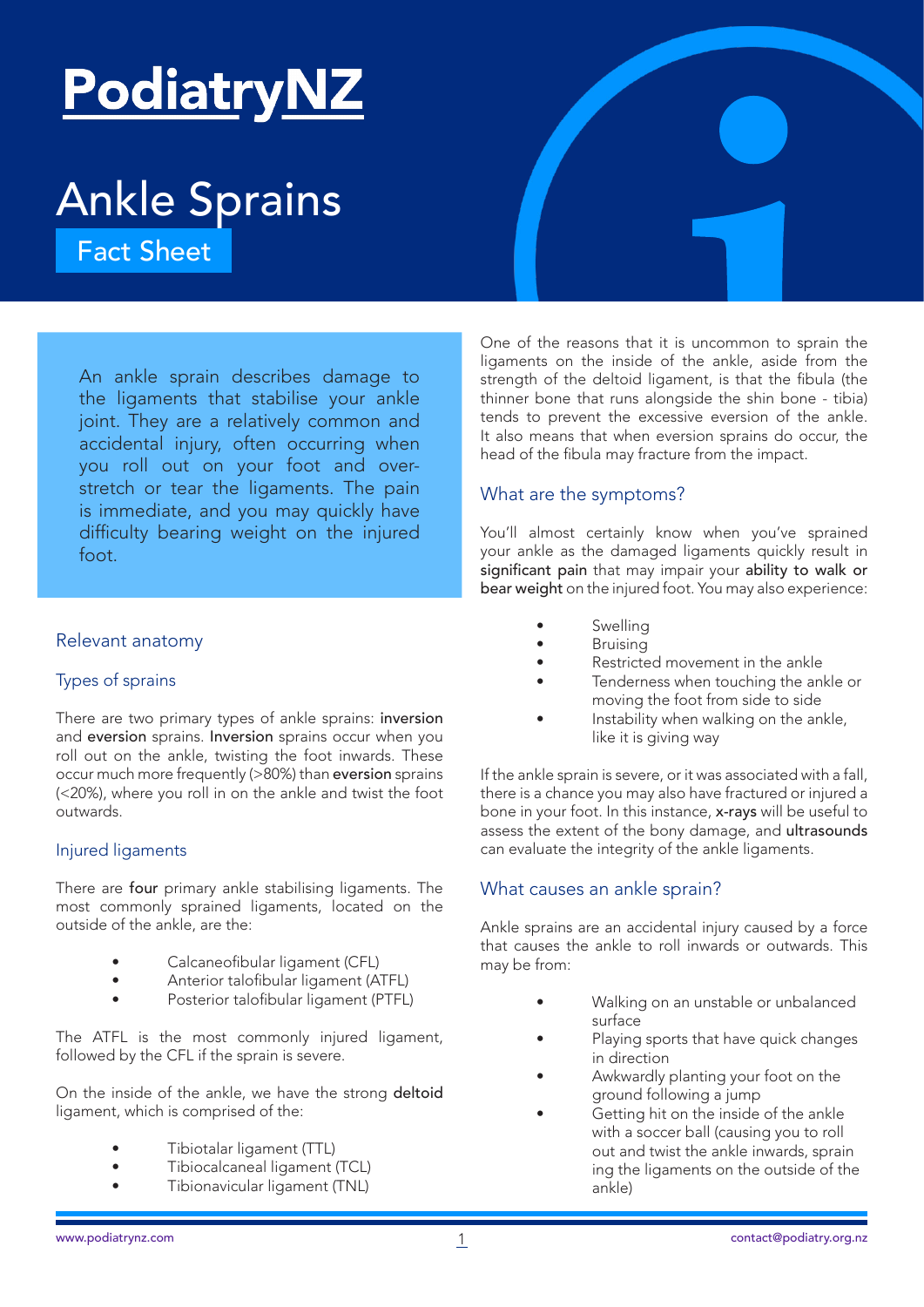# PodiatryNZ

# Ankle Sprains

Fact Sheet

An ankle sprain describes damage to the ligaments that stabilise your ankle joint. They are a relatively common and accidental injury, often occurring when you roll out on your foot and over-stretch or tear the ligaments. The pain is immediate, and you may quickly have difficulty bearing weight on the injured foot.

## Relevant anatomy

### Types of sprains

There are two primary types of ankle sprains: **inversion** and **eversion** sprains. **Inversion** sprains occur when you roll out on the ankle, twisting the foot inwards. These occur much more frequently (>80%) than **eversion** sprains (<20%), where you roll in on the ankle and twist the foot outwards.

### Injured ligaments

There are **four** primary ankle stabilising ligaments. The most commonly sprained ligaments, located on the outside of the ankle, are the:

- Calcaneofibular ligament (CFL)
- Anterior talofibular ligament (ATFL)
- Posterior talofibular ligament (PTFL)

The ATFL is the most commonly injured ligament, followed by the CFL if the sprain is severe.

On the inside of the ankle, we have the strong **deltoid** ligament, which is comprised of the:

- Tibiotalar ligament (TTL)
- Tibiocalcaneal ligament (TCL)
- Tibionavicular ligament (TNL)

One of the reasons that it is uncommon to sprain the ligaments on the inside of the ankle, aside from the strength of the deltoid ligament, is that the fibula (the thinner bone that runs alongside the shin bone - tibia) tends to prevent the excessive eversion of the ankle. It also means that when eversion sprains do occur, the head of the fibula may fracture from the impact.

## What are the symptoms?

You'll almost certainly know when you've sprained your ankle as the damaged ligaments quickly result in **significant pain** that may impair your **ability to walk or bear weight** on the injured foot. You may also experience:

- Swelling
- Bruising
- Restricted movement in the ankle
- Tenderness when touching the ankle or moving the foot from side to side
- Instability when walking on the ankle, like it is giving way

If the ankle sprain is severe, or it was associated with a fall, there is a chance you may also have fractured or injured a bone in your foot. In this instance, **x-rays** will be useful to assess the extent of the bony damage, and **ultrasounds** can evaluate the integrity of the ankle ligaments.

## What causes an ankle sprain?

Ankle sprains are an accidental injury caused by a force that causes the ankle to roll inwards or outwards. This may be from:

- Walking on an unstable or unbalanced surface
- Playing sports that have quick changes in direction
- Awkwardly planting your foot on the ground following a jump
- Getting hit on the inside of the ankle with a soccer ball (causing you to roll out and twist the ankle inwards, spraining the ligaments on the outside of the ankle)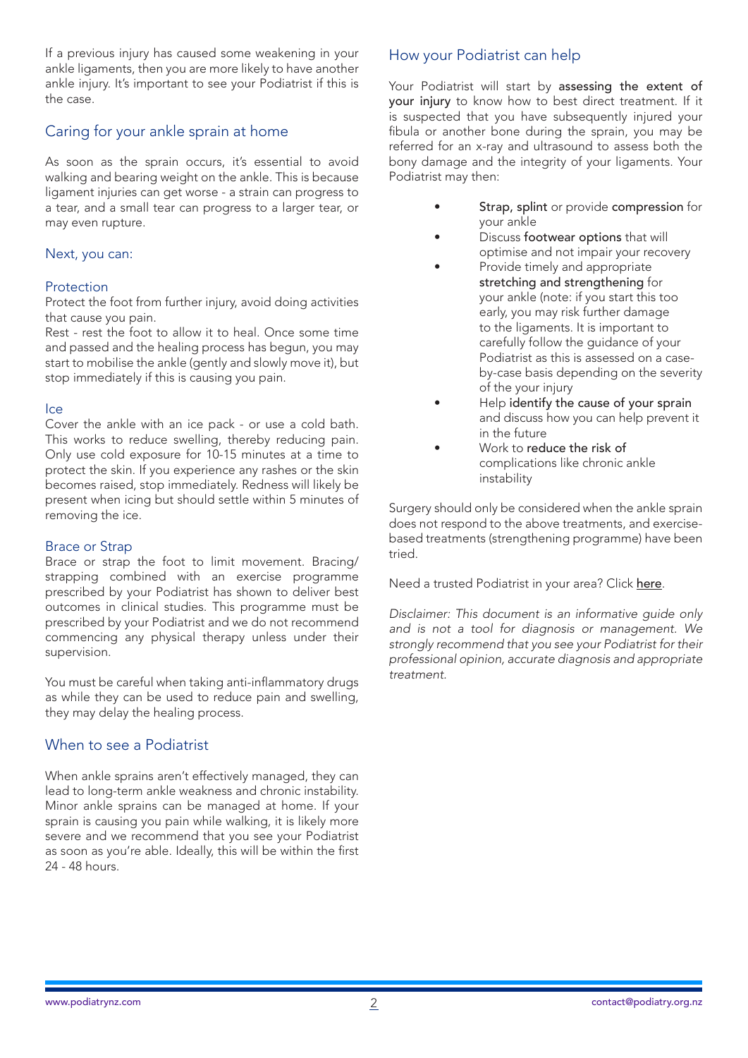If a previous injury has caused some weakening in your ankle ligaments, then you are more likely to have another ankle injury. It's important to see your Podiatrist if this is the case.

## Caring for your ankle sprain at home

As soon as the sprain occurs, it's essential to avoid walking and bearing weight on the ankle. This is because ligament injuries can get worse - a strain can progress to a tear, and a small tear can progress to a larger tear, or may even rupture.

### Next, you can:

#### Protection

Protect the foot from further injury, avoid doing activities that cause you pain.

Rest - rest the foot to allow it to heal. Once some time and passed and the healing process has begun, you may start to mobilise the ankle (gently and slowly move it), but stop immediately if this is causing you pain.

#### Ice

Cover the ankle with an ice pack - or use a cold bath. This works to reduce swelling, thereby reducing pain. Only use cold exposure for 10-15 minutes at a time to protect the skin. If you experience any rashes or the skin becomes raised, stop immediately. Redness will likely be present when icing but should settle within 5 minutes of removing the ice.

#### Brace or Strap

Brace or strap the foot to limit movement. Bracing/strapping combined with an exercise programme prescribed by your Podiatrist has shown to deliver best outcomes in clinical studies. This programme must be prescribed by your Podiatrist and we do not recommend commencing any physical therapy unless under their supervision.

You must be careful when taking anti-inflammatory drugs as while they can be used to reduce pain and swelling, they may delay the healing process.

## When to see a Podiatrist

When ankle sprains aren't effectively managed, they can lead to long-term ankle weakness and chronic instability. Minor ankle sprains can be managed at home. If your sprain is causing you pain while walking, it is likely more severe and we recommend that you see your Podiatrist as soon as you're able. Ideally, this will be within the first 24 - 48 hours.

## How your Podiatrist can help

Your Podiatrist will start by assessing the extent of your injury to know how to best direct treatment. If it is suspected that you have subsequently injured your fibula or another bone during the sprain, you may be referred for an x-ray and ultrasound to assess both the bony damage and the integrity of your ligaments. Your Podiatrist may then:

- Strap, splint or provide compression for your ankle
- Discuss footwear options that will optimise and not impair your recovery
- Provide timely and appropriate stretching and strengthening for your ankle (note: if you start this too early, you may risk further damage to the ligaments. It is important to carefully follow the guidance of your Podiatrist as this is assessed on a case-by-case basis depending on the severity of the your injury
- Help identify the cause of your sprain and discuss how you can help prevent it in the future
- Work to reduce the risk of complications like chronic ankle instability

Surgery should only be considered when the ankle sprain does not respond to the above treatments, and exercise-based treatments (strengthening programme) have been tried.

Need a trusted Podiatrist in your area? Click here.

*Disclaimer: This document is an informative guide only and is not a tool for diagnosis or management. We strongly recommend that you see your Podiatrist for their professional opinion, accurate diagnosis and appropriate treatment.*